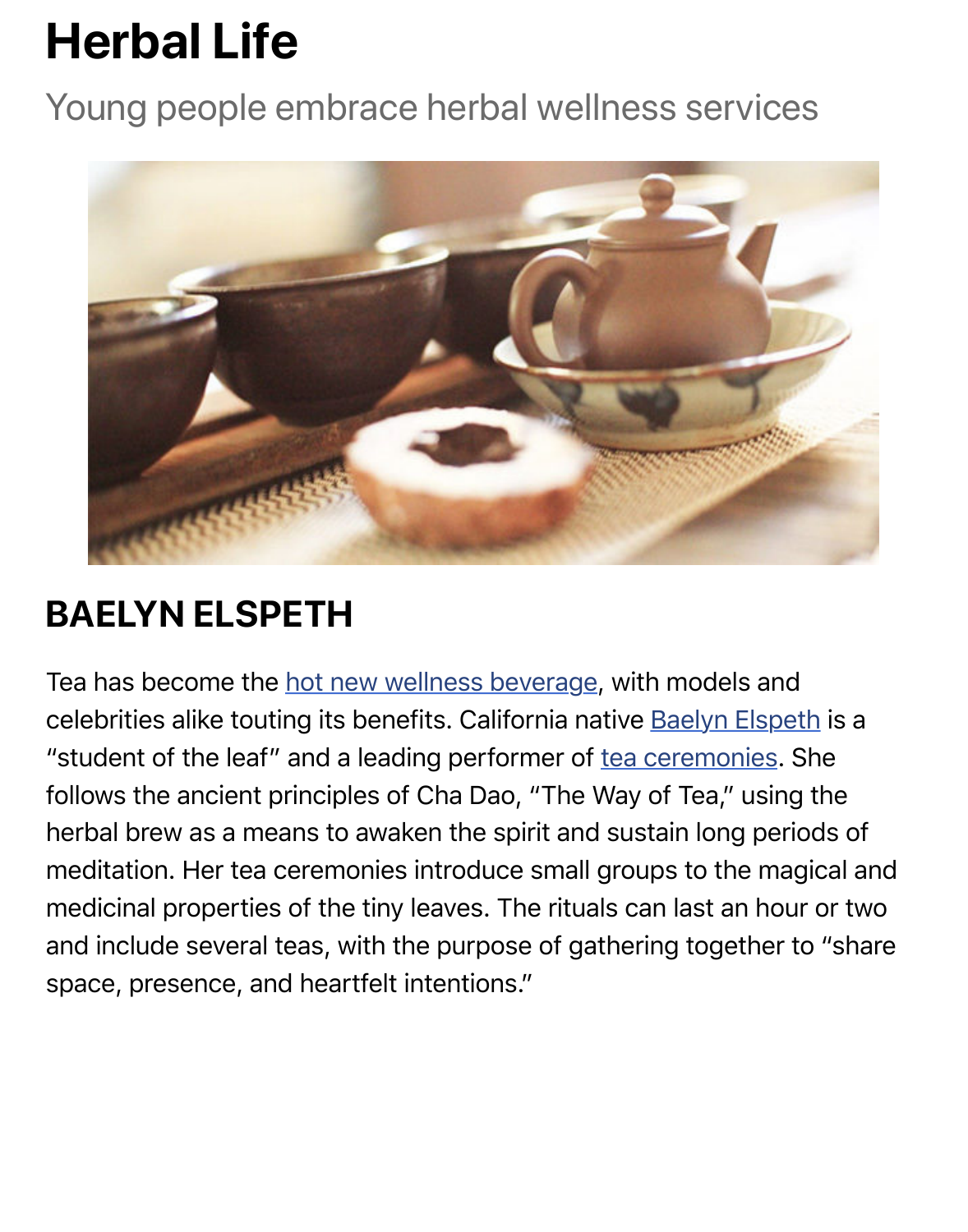# Herbal Life

Young people embrace herbal wellness services

## BAELYN ELSPETH

Tea has become the hot new wellness beverage, with models and celebrities alike touting its benefits. California native Baelyn Elspeth is a “student of the leaf” and a leading performer of tea ceremonies. She follows the ancient principles of Cha Dao, “The Way of Tea,” using the herbal brew as a means to awaken the spirit and sustain long periods of meditation. Her tea ceremonies introduce small groups to the magical and medicinal properties of the tiny leaves. The rituals can last an hour or two and include several teas, with the purpose of gathering together to “share space, presence, and heartfelt intentions.”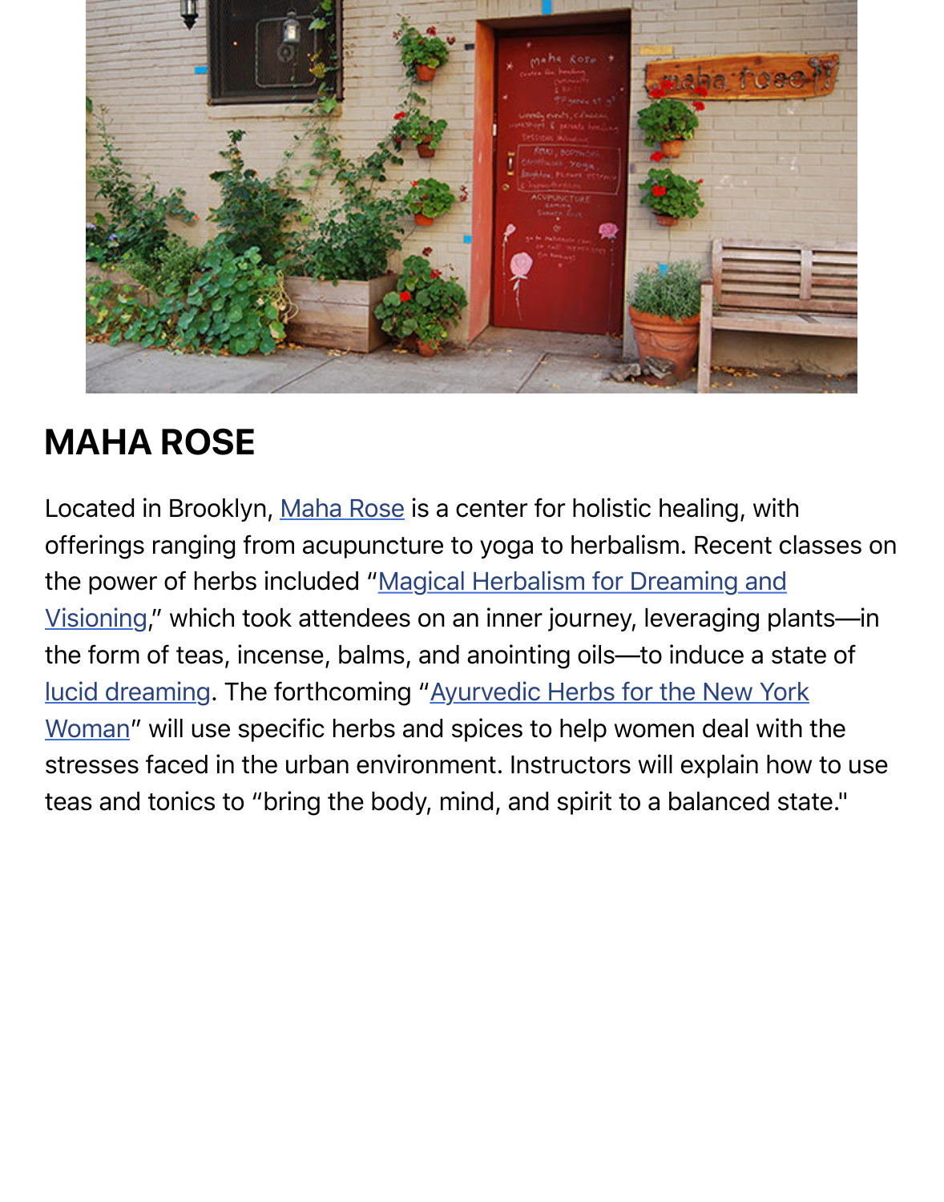## MAHA ROSE

Located in Brooklyn, Maha Rose is a center for holistic healing, with offerings ranging from acupuncture to yoga to herbalism. Recent classes on the power of herbs included "Magical Herbalism for Dreaming and Visioning," which took attendees on an inner journey, leveraging plants—in the form of teas, incense, balms, and anointing oils—to induce a state of lucid dreaming. The forthcoming "Ayurvedic Herbs for the New York Woman" will use specific herbs and spices to help women deal with the stresses faced in the urban environment. Instructors will explain how to use teas and tonics to "bring the body, mind, and spirit to a balanced state."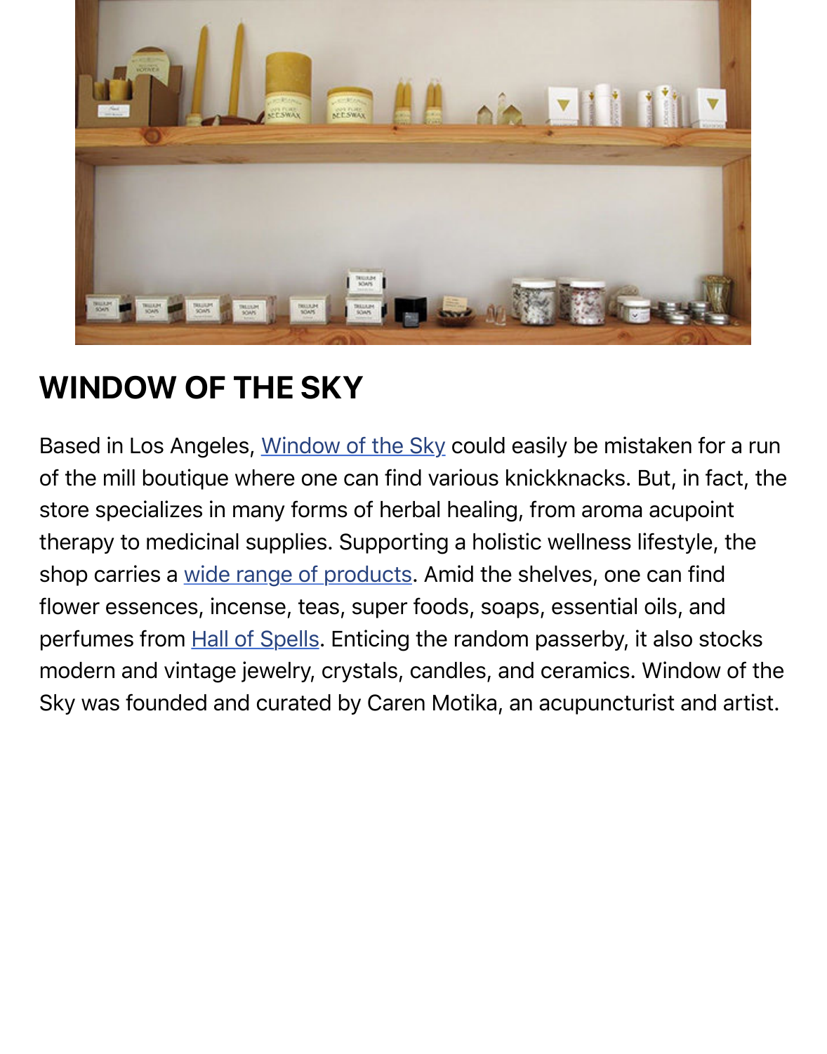## WINDOW OF THE SKY

Based in Los Angeles, [Window of the Sky] could easily be mistaken for a run of the mill boutique where one can find various knickknacks. But, in fact, the store specializes in many forms of herbal healing, from aroma acupoint therapy to medicinal supplies. Supporting a holistic wellness lifestyle, the shop carries a [wide range of products]. Amid the shelves, one can find flower essences, incense, teas, super foods, soaps, essential oils, and perfumes from [Hall of Spells]. Enticing the random passerby, it also stocks modern and vintage jewelry, crystals, candles, and ceramics. Window of the Sky was founded and curated by Caren Motika, an acupuncturist and artist.